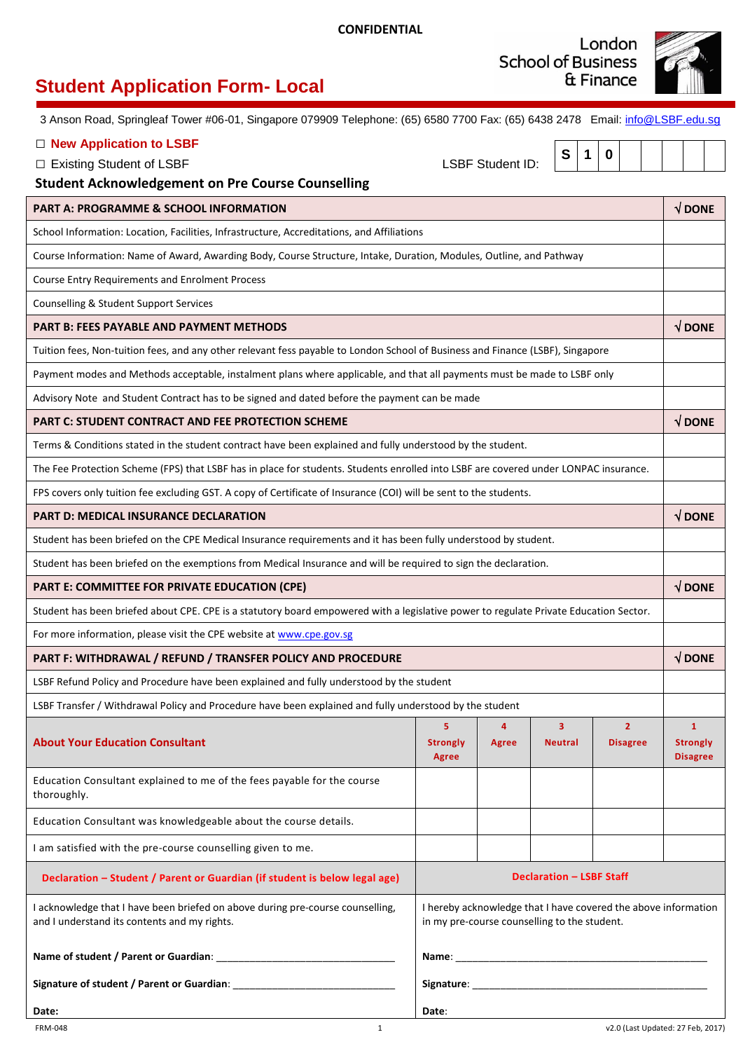**CONFIDENTIAL**

London School of Business & Finance

# Student Application Form- Local

3 Anson Road, Springleaf Tower #06-01, Singapore 079909 Telephone: (65) 6580 7700 Fax: (65) 6438 2478 Email: info@LSBF.edu.sg

☐ **New Application to LSBF**

☐ Existing Student of LSBF

LSBF Student ID: | S | 1 | 0 | | | | | |

## Student Acknowledgement on Pre Course Counselling

| **PART A: PROGRAMME & SCHOOL INFORMATION** | **√ DONE** |
|---|---|
| School Information: Location, Facilities, Infrastructure, Accreditations, and Affiliations | |
| Course Information: Name of Award, Awarding Body, Course Structure, Intake, Duration, Modules, Outline, and Pathway | |
| Course Entry Requirements and Enrolment Process | |
| Counselling & Student Support Services | |
| **PART B: FEES PAYABLE AND PAYMENT METHODS** | **√ DONE** |
| Tuition fees, Non-tuition fees, and any other relevant fess payable to London School of Business and Finance (LSBF), Singapore | |
| Payment modes and Methods acceptable, instalment plans where applicable, and that all payments must be made to LSBF only | |
| Advisory Note and Student Contract has to be signed and dated before the payment can be made | |
| **PART C: STUDENT CONTRACT AND FEE PROTECTION SCHEME** | **√ DONE** |
| Terms & Conditions stated in the student contract have been explained and fully understood by the student. | |
| The Fee Protection Scheme (FPS) that LSBF has in place for students. Students enrolled into LSBF are covered under LONPAC insurance. | |
| FPS covers only tuition fee excluding GST. A copy of Certificate of Insurance (COI) will be sent to the students. | |
| **PART D: MEDICAL INSURANCE DECLARATION** | **√ DONE** |
| Student has been briefed on the CPE Medical Insurance requirements and it has been fully understood by student. | |
| Student has been briefed on the exemptions from Medical Insurance and will be required to sign the declaration. | |
| **PART E: COMMITTEE FOR PRIVATE EDUCATION (CPE)** | **√ DONE** |
| Student has been briefed about CPE. CPE is a statutory board empowered with a legislative power to regulate Private Education Sector. | |
| For more information, please visit the CPE website at www.cpe.gov.sg | |
| **PART F: WITHDRAWAL / REFUND / TRANSFER POLICY AND PROCEDURE** | **√ DONE** |
| LSBF Refund Policy and Procedure have been explained and fully understood by the student | |
| LSBF Transfer / Withdrawal Policy and Procedure have been explained and fully understood by the student | |

| **About Your Education Consultant** | **5 Strongly Agree** | **4 Agree** | **3 Neutral** | **2 Disagree** | **1 Strongly Disagree** |
|---|---|---|---|---|---|
| Education Consultant explained to me of the fees payable for the course thoroughly. | | | | | |
| Education Consultant was knowledgeable about the course details. | | | | | |
| I am satisfied with the pre-course counselling given to me. | | | | | |

| **Declaration – Student / Parent or Guardian (if student is below legal age)** | **Declaration – LSBF Staff** |
|---|---|
| I acknowledge that I have been briefed on above during pre-course counselling, and I understand its contents and my rights. | I hereby acknowledge that I have covered the above information in my pre-course counselling to the student. |
| **Name of student / Parent or Guardian**: ______________________________ | **Name**: ______________________________ |
| **Signature of student / Parent or Guardian**: ______________________________ | **Signature**: ______________________________ |
| **Date:** | **Date**: |

FRM-048 v2.0 (Last Updated: 27 Feb, 2017)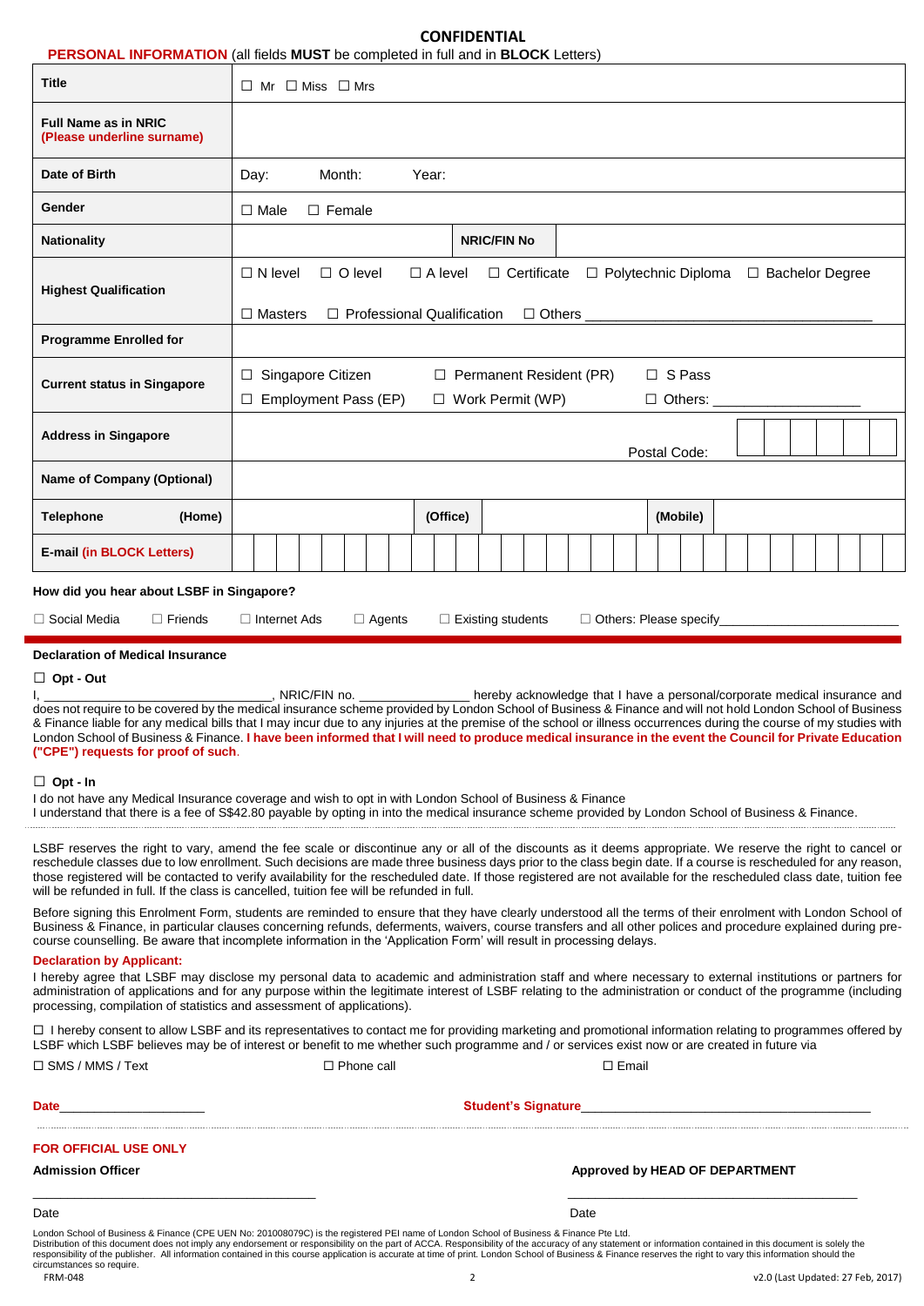**CONFIDENTIAL**

**PERSONAL INFORMATION** (all fields **MUST** be completed in full and in **BLOCK** Letters)

| | | | |
|---|---|---|---|
| **Title** | ☐ Mr ☐ Miss ☐ Mrs | | |
| **Full Name as in NRIC (Please underline surname)** | | | |
| **Date of Birth** | Day: Month: Year: | | |
| **Gender** | ☐ Male ☐ Female | | |
| **Nationality** | | **NRIC/FIN No** | |
| **Highest Qualification** | ☐ N level ☐ O level ☐ A level ☐ Certificate ☐ Polytechnic Diploma ☐ Bachelor Degree ☐ Masters ☐ Professional Qualification ☐ Others ______ | | |
| **Programme Enrolled for** | | | |
| **Current status in Singapore** | ☐ Singapore Citizen ☐ Permanent Resident (PR) ☐ S Pass ☐ Employment Pass (EP) ☐ Work Permit (WP) ☐ Others: ______ | | |
| **Address in Singapore** | Postal Code: | | |
| **Name of Company (Optional)** | | | |
| **Telephone (Home)** | | **(Office)** | **(Mobile)** |
| **E-mail (in BLOCK Letters)** | | | |

**How did you hear about LSBF in Singapore?**

☐ Social Media ☐ Friends ☐ Internet Ads ☐ Agents ☐ Existing students ☐ Others: Please specify______

**Declaration of Medical Insurance**

☐ **Opt - Out**

I, ______, NRIC/FIN no. ______ hereby acknowledge that I have a personal/corporate medical insurance and does not require to be covered by the medical insurance scheme provided by London School of Business & Finance and will not hold London School of Business & Finance liable for any medical bills that I may incur due to any injuries at the premise of the school or illness occurrences during the course of my studies with London School of Business & Finance. **I have been informed that I will need to produce medical insurance in the event the Council for Private Education ("CPE") requests for proof of such**.

☐ **Opt - In**

I do not have any Medical Insurance coverage and wish to opt in with London School of Business & Finance
I understand that there is a fee of S$42.80 payable by opting in into the medical insurance scheme provided by London School of Business & Finance.

LSBF reserves the right to vary, amend the fee scale or discontinue any or all of the discounts as it deems appropriate. We reserve the right to cancel or reschedule classes due to low enrollment. Such decisions are made three business days prior to the class begin date. If a course is rescheduled for any reason, those registered will be contacted to verify availability for the rescheduled date. If those registered are not available for the rescheduled class date, tuition fee will be refunded in full. If the class is cancelled, tuition fee will be refunded in full.

Before signing this Enrolment Form, students are reminded to ensure that they have clearly understood all the terms of their enrolment with London School of Business & Finance, in particular clauses concerning refunds, deferments, waivers, course transfers and all other polices and procedure explained during pre-course counselling. Be aware that incomplete information in the 'Application Form' will result in processing delays.

**Declaration by Applicant:**

I hereby agree that LSBF may disclose my personal data to academic and administration staff and where necessary to external institutions or partners for administration of applications and for any purpose within the legitimate interest of LSBF relating to the administration or conduct of the programme (including processing, compilation of statistics and assessment of applications).

☐ I hereby consent to allow LSBF and its representatives to contact me for providing marketing and promotional information relating to programmes offered by LSBF which LSBF believes may be of interest or benefit to me whether such programme and / or services exist now or are created in future via

☐ SMS / MMS / Text ☐ Phone call ☐ Email

**Date**______ **Student's Signature**______

**FOR OFFICIAL USE ONLY**

**Admission Officer** **Approved by HEAD OF DEPARTMENT**

______ ______

Date Date

London School of Business & Finance (CPE UEN No: 201008079C) is the registered PEI name of London School of Business & Finance Pte Ltd.
Distribution of this document does not imply any endorsement or responsibility on the part of ACCA. Responsibility of the accuracy of any statement or information contained in this document is solely the responsibility of the publisher. All information contained in this course application is accurate at time of print. London School of Business & Finance reserves the right to vary this information should the circumstances so require.

FRM-048 v2.0 (Last Updated: 27 Feb, 2017)